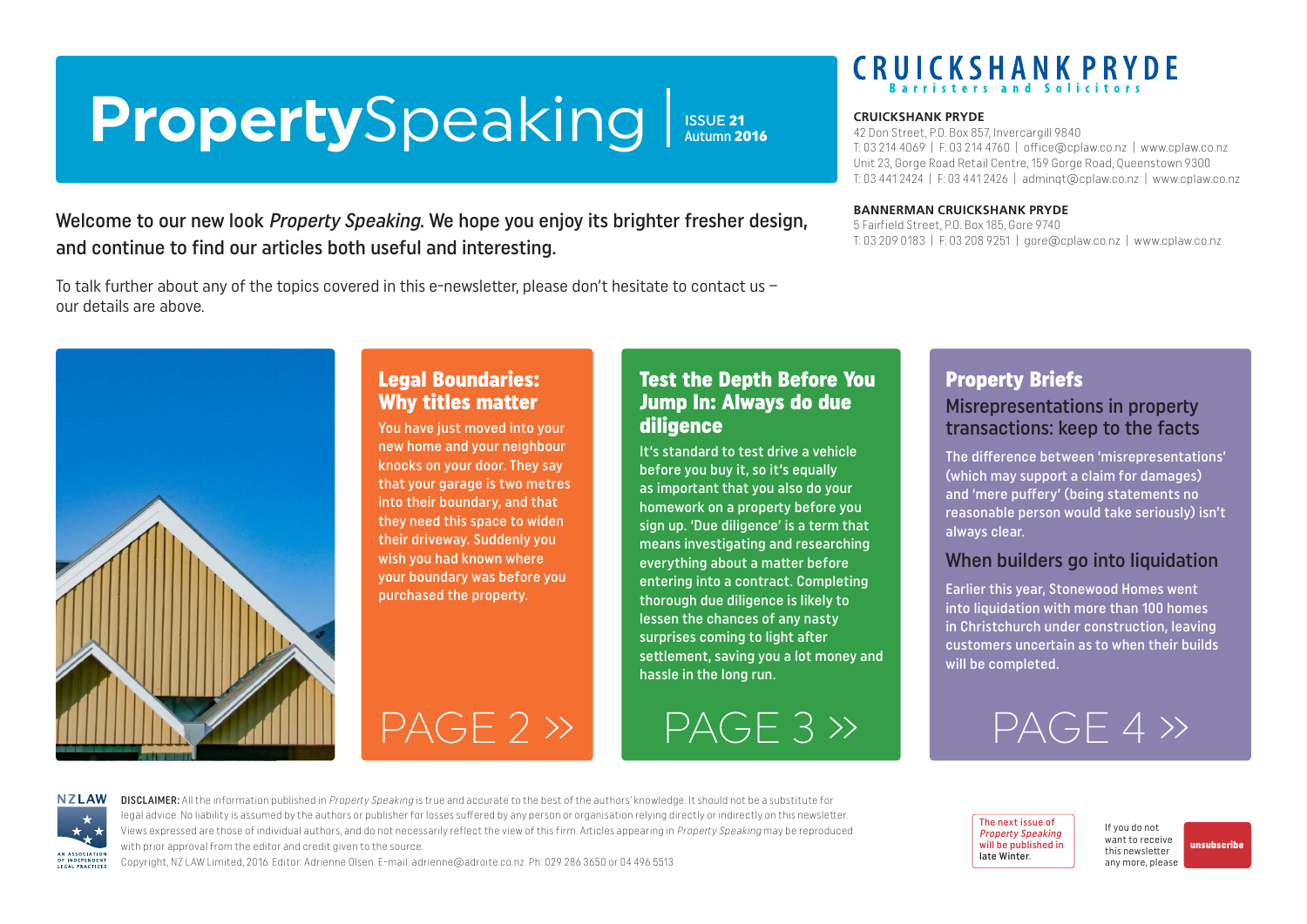# PropertySpeaking

ISSUE **21**
Autumn **2016**

**CRUICKSHANK PRYDE**
Barristers and Solicitors

**CRUICKSHANK PRYDE**
42 Don Street, P.O. Box 857, Invercargill 9840
T: 03 214 4069 | F: 03 214 4760 | office@cplaw.co.nz | www.cplaw.co.nz
Unit 23, Gorge Road Retail Centre, 159 Gorge Road, Queenstown 9300
T: 03 441 2424 | F: 03 441 2426 | adminqt@cplaw.co.nz | www.cplaw.co.nz

**BANNERMAN CRUICKSHANK PRYDE**
5 Fairfield Street, P.O. Box 185, Gore 9740
T: 03 209 0183 | F: 03 208 9251 | gore@cplaw.co.nz | www.cplaw.co.nz

Welcome to our new look *Property Speaking*. We hope you enjoy its brighter fresher design, and continue to find our articles both useful and interesting.

To talk further about any of the topics covered in this e-newsletter, please don't hesitate to contact us – our details are above.

## Legal Boundaries: Why titles matter

You have just moved into your new home and your neighbour knocks on your door. They say that your garage is two metres into their boundary, and that they need this space to widen their driveway. Suddenly you wish you had known where your boundary was before you purchased the property.

PAGE 2 »

## Test the Depth Before You Jump In: Always do due diligence

It's standard to test drive a vehicle before you buy it, so it's equally as important that you also do your homework on a property before you sign up. 'Due diligence' is a term that means investigating and researching everything about a matter before entering into a contract. Completing thorough due diligence is likely to lessen the chances of any nasty surprises coming to light after settlement, saving you a lot money and hassle in the long run.

PAGE 3 »

## Property Briefs

### Misrepresentations in property transactions: keep to the facts

The difference between 'misrepresentations' (which may support a claim for damages) and 'mere puffery' (being statements no reasonable person would take seriously) isn't always clear.

### When builders go into liquidation

Earlier this year, Stonewood Homes went into liquidation with more than 100 homes in Christchurch under construction, leaving customers uncertain as to when their builds will be completed.

PAGE 4 »

NZLAW – An Association of Independent Legal Practices

**DISCLAIMER:** All the information published in *Property Speaking* is true and accurate to the best of the authors' knowledge. It should not be a substitute for legal advice. No liability is assumed by the authors or publisher for losses suffered by any person or organisation relying directly or indirectly on this newsletter. Views expressed are those of individual authors, and do not necessarily reflect the view of this firm. Articles appearing in *Property Speaking* may be reproduced with prior approval from the editor and credit given to the source.
Copyright, NZ LAW Limited, 2016. Editor: Adrienne Olsen. E-mail: adrienne@adroite.co.nz. Ph: 029 286 3650 or 04 496 5513.

The next issue of *Property Speaking* will be published in late Winter.

If you do not want to receive this newsletter any more, please unsubscribe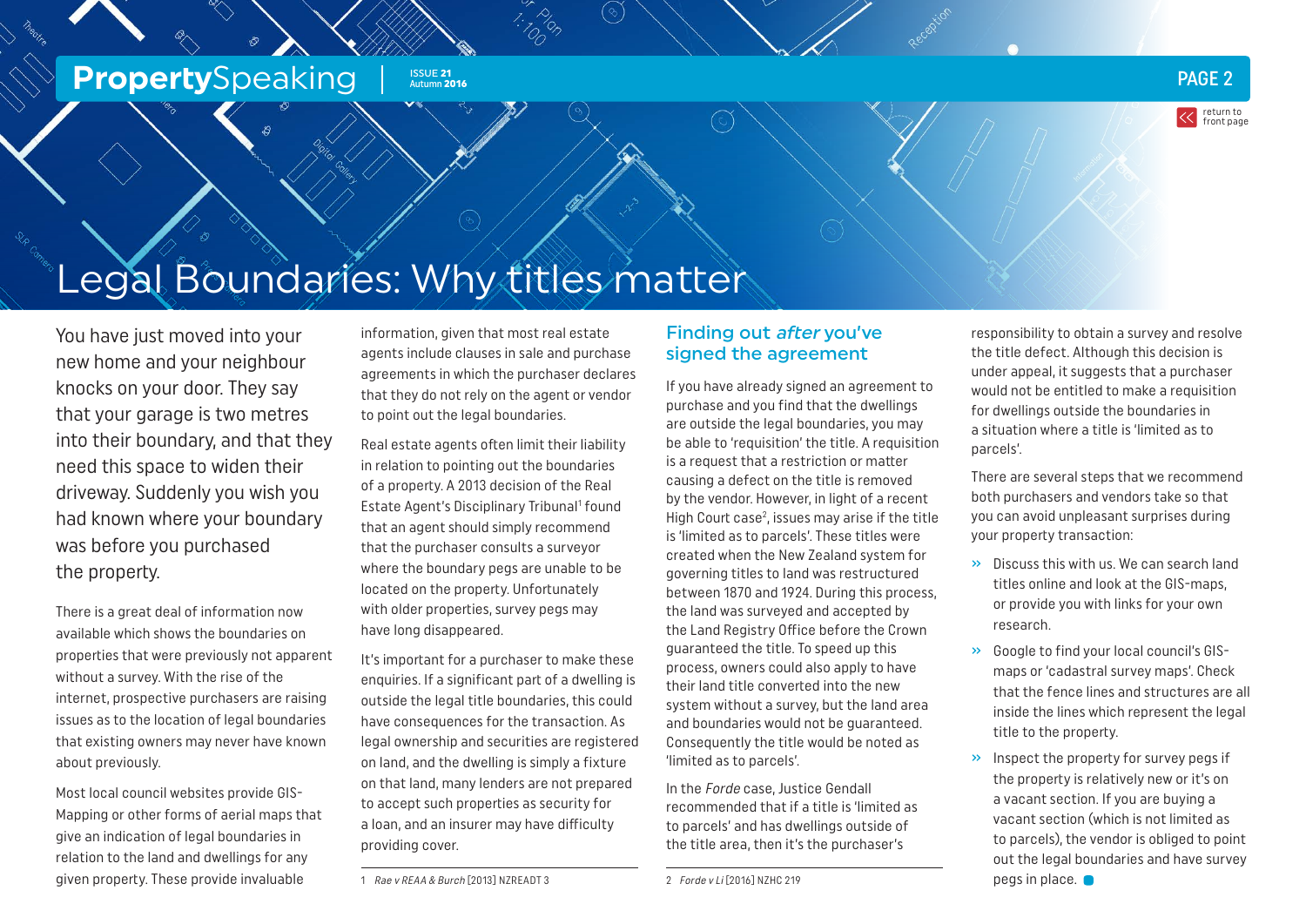# Legal Boundaries: Why titles matter

You have just moved into your new home and your neighbour knocks on your door. They say that your garage is two metres into their boundary, and that they need this space to widen their driveway. Suddenly you wish you had known where your boundary was before you purchased the property.

There is a great deal of information now available which shows the boundaries on properties that were previously not apparent without a survey. With the rise of the internet, prospective purchasers are raising issues as to the location of legal boundaries that existing owners may never have known about previously.

Most local council websites provide GIS-Mapping or other forms of aerial maps that give an indication of legal boundaries in relation to the land and dwellings for any given property. These provide invaluable information, given that most real estate agents include clauses in sale and purchase agreements in which the purchaser declares that they do not rely on the agent or vendor to point out the legal boundaries.

Real estate agents often limit their liability in relation to pointing out the boundaries of a property. A 2013 decision of the Real Estate Agent's Disciplinary Tribunal[1] found that an agent should simply recommend that the purchaser consults a surveyor where the boundary pegs are unable to be located on the property. Unfortunately with older properties, survey pegs may have long disappeared.

It's important for a purchaser to make these enquiries. If a significant part of a dwelling is outside the legal title boundaries, this could have consequences for the transaction. As legal ownership and securities are registered on land, and the dwelling is simply a fixture on that land, many lenders are not prepared to accept such properties as security for a loan, and an insurer may have difficulty providing cover.

## Finding out *after* you've signed the agreement

If you have already signed an agreement to purchase and you find that the dwellings are outside the legal boundaries, you may be able to 'requisition' the title. A requisition is a request that a restriction or matter causing a defect on the title is removed by the vendor. However, in light of a recent High Court case[2], issues may arise if the title is 'limited as to parcels'. These titles were created when the New Zealand system for governing titles to land was restructured between 1870 and 1924. During this process, the land was surveyed and accepted by the Land Registry Office before the Crown guaranteed the title. To speed up this process, owners could also apply to have their land title converted into the new system without a survey, but the land area and boundaries would not be guaranteed. Consequently the title would be noted as 'limited as to parcels'.

In the *Forde* case, Justice Gendall recommended that if a title is 'limited as to parcels' and has dwellings outside of the title area, then it's the purchaser's responsibility to obtain a survey and resolve the title defect. Although this decision is under appeal, it suggests that a purchaser would not be entitled to make a requisition for dwellings outside the boundaries in a situation where a title is 'limited as to parcels'.

There are several steps that we recommend both purchasers and vendors take so that you can avoid unpleasant surprises during your property transaction:

- Discuss this with us. We can search land titles online and look at the GIS-maps, or provide you with links for your own research.
- Google to find your local council's GIS-maps or 'cadastral survey maps'. Check that the fence lines and structures are all inside the lines which represent the legal title to the property.
- Inspect the property for survey pegs if the property is relatively new or it's on a vacant section. If you are buying a vacant section (which is not limited as to parcels), the vendor is obliged to point out the legal boundaries and have survey pegs in place.

---

1 *Rae v REAA & Burch* [2013] NZREADT 3

2 *Forde v Li* [2016] NZHC 219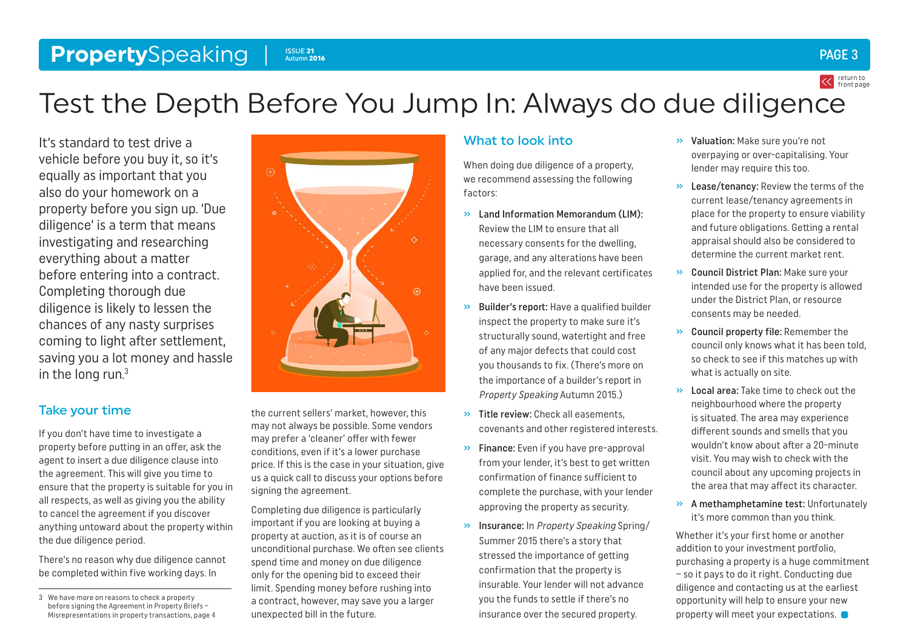# Test the Depth Before You Jump In: Always do due diligence

It's standard to test drive a vehicle before you buy it, so it's equally as important that you also do your homework on a property before you sign up. 'Due diligence' is a term that means investigating and researching everything about a matter before entering into a contract. Completing thorough due diligence is likely to lessen the chances of any nasty surprises coming to light after settlement, saving you a lot money and hassle in the long run.[3]

## Take your time

If you don't have time to investigate a property before putting in an offer, ask the agent to insert a due diligence clause into the agreement. This will give you time to ensure that the property is suitable for you in all respects, as well as giving you the ability to cancel the agreement if you discover anything untoward about the property within the due diligence period.

There's no reason why due diligence cannot be completed within five working days. In the current sellers' market, however, this may not always be possible. Some vendors may prefer a 'cleaner' offer with fewer conditions, even if it's a lower purchase price. If this is the case in your situation, give us a quick call to discuss your options before signing the agreement.

Completing due diligence is particularly important if you are looking at buying a property at auction, as it is of course an unconditional purchase. We often see clients spend time and money on due diligence only for the opening bid to exceed their limit. Spending money before rushing into a contract, however, may save you a larger unexpected bill in the future.

## What to look into

When doing due diligence of a property, we recommend assessing the following factors:

- **Land Information Memorandum (LIM):** Review the LIM to ensure that all necessary consents for the dwelling, garage, and any alterations have been applied for, and the relevant certificates have been issued.
- **Builder's report:** Have a qualified builder inspect the property to make sure it's structurally sound, watertight and free of any major defects that could cost you thousands to fix. (There's more on the importance of a builder's report in *Property Speaking* Autumn 2015.)
- **Title review:** Check all easements, covenants and other registered interests.
- **Finance:** Even if you have pre-approval from your lender, it's best to get written confirmation of finance sufficient to complete the purchase, with your lender approving the property as security.
- **Insurance:** In *Property Speaking* Spring/Summer 2015 there's a story that stressed the importance of getting confirmation that the property is insurable. Your lender will not advance you the funds to settle if there's no insurance over the secured property.
- **Valuation:** Make sure you're not overpaying or over-capitalising. Your lender may require this too.
- **Lease/tenancy:** Review the terms of the current lease/tenancy agreements in place for the property to ensure viability and future obligations. Getting a rental appraisal should also be considered to determine the current market rent.
- **Council District Plan:** Make sure your intended use for the property is allowed under the District Plan, or resource consents may be needed.
- **Council property file:** Remember the council only knows what it has been told, so check to see if this matches up with what is actually on site.
- **Local area:** Take time to check out the neighbourhood where the property is situated. The area may experience different sounds and smells that you wouldn't know about after a 20-minute visit. You may wish to check with the council about any upcoming projects in the area that may affect its character.
- **A methamphetamine test:** Unfortunately it's more common than you think.

Whether it's your first home or another addition to your investment portfolio, purchasing a property is a huge commitment – so it pays to do it right. Conducting due diligence and contacting us at the earliest opportunity will help to ensure your new property will meet your expectations.

---

3 We have more on reasons to check a property before signing the Agreement in Property Briefs – Misrepresentations in property transactions, page 4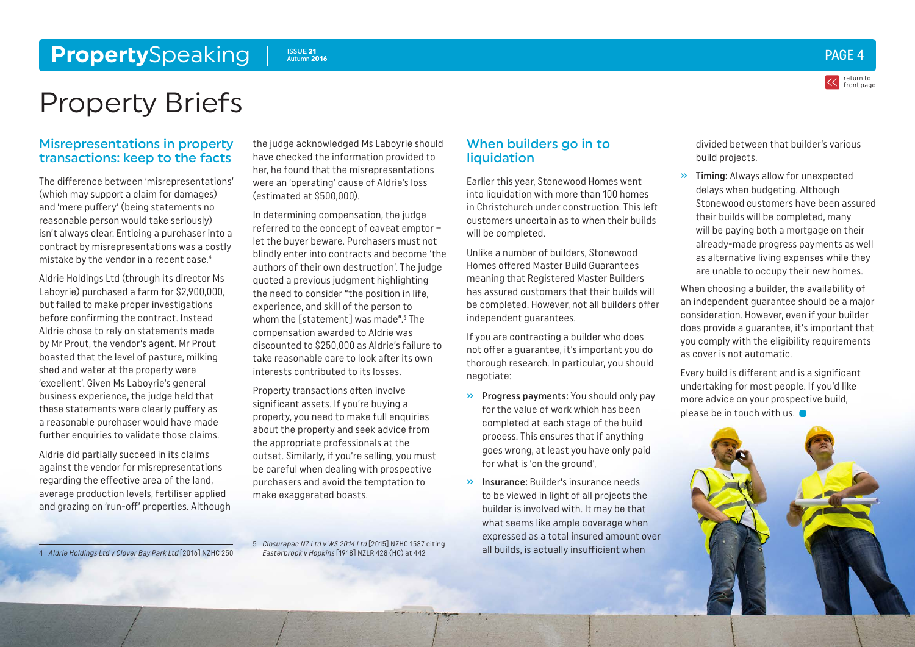# Property Briefs

## Misrepresentations in property transactions: keep to the facts

The difference between 'misrepresentations' (which may support a claim for damages) and 'mere puffery' (being statements no reasonable person would take seriously) isn't always clear. Enticing a purchaser into a contract by misrepresentations was a costly mistake by the vendor in a recent case.[4]

Aldrie Holdings Ltd (through its director Ms Laboyrie) purchased a farm for $2,900,000, but failed to make proper investigations before confirming the contract. Instead Aldrie chose to rely on statements made by Mr Prout, the vendor's agent. Mr Prout boasted that the level of pasture, milking shed and water at the property were 'excellent'. Given Ms Laboyrie's general business experience, the judge held that these statements were clearly puffery as a reasonable purchaser would have made further enquiries to validate those claims.

Aldrie did partially succeed in its claims against the vendor for misrepresentations regarding the effective area of the land, average production levels, fertiliser applied and grazing on 'run-off' properties. Although the judge acknowledged Ms Laboyrie should have checked the information provided to her, he found that the misrepresentations were an 'operating' cause of Aldrie's loss (estimated at $500,000).

In determining compensation, the judge referred to the concept of caveat emptor – let the buyer beware. Purchasers must not blindly enter into contracts and become 'the authors of their own destruction'. The judge quoted a previous judgment highlighting the need to consider "the position in life, experience, and skill of the person to whom the [statement] was made".[5] The compensation awarded to Aldrie was discounted to $250,000 as Aldrie's failure to take reasonable care to look after its own interests contributed to its losses.

Property transactions often involve significant assets. If you're buying a property, you need to make full enquiries about the property and seek advice from the appropriate professionals at the outset. Similarly, if you're selling, you must be careful when dealing with prospective purchasers and avoid the temptation to make exaggerated boasts.

4 *Aldrie Holdings Ltd v Clover Bay Park Ltd* [2016] NZHC 250

5 *Closurepac NZ Ltd v WS 2014 Ltd* [2015] NZHC 1587 citing *Easterbrook v Hopkins* [1918] NZLR 428 (HC) at 442

## When builders go in to liquidation

Earlier this year, Stonewood Homes went into liquidation with more than 100 homes in Christchurch under construction. This left customers uncertain as to when their builds will be completed.

Unlike a number of builders, Stonewood Homes offered Master Build Guarantees meaning that Registered Master Builders has assured customers that their builds will be completed. However, not all builders offer independent guarantees.

If you are contracting a builder who does not offer a guarantee, it's important you do thorough research. In particular, you should negotiate:

- **Progress payments:** You should only pay for the value of work which has been completed at each stage of the build process. This ensures that if anything goes wrong, at least you have only paid for what is 'on the ground',
- **Insurance:** Builder's insurance needs to be viewed in light of all projects the builder is involved with. It may be that what seems like ample coverage when expressed as a total insured amount over all builds, is actually insufficient when divided between that builder's various build projects.
- **Timing:** Always allow for unexpected delays when budgeting. Although Stonewood customers have been assured their builds will be completed, many will be paying both a mortgage on their already-made progress payments as well as alternative living expenses while they are unable to occupy their new homes.

When choosing a builder, the availability of an independent guarantee should be a major consideration. However, even if your builder does provide a guarantee, it's important that you comply with the eligibility requirements as cover is not automatic.

Every build is different and is a significant undertaking for most people. If you'd like more advice on your prospective build, please be in touch with us.